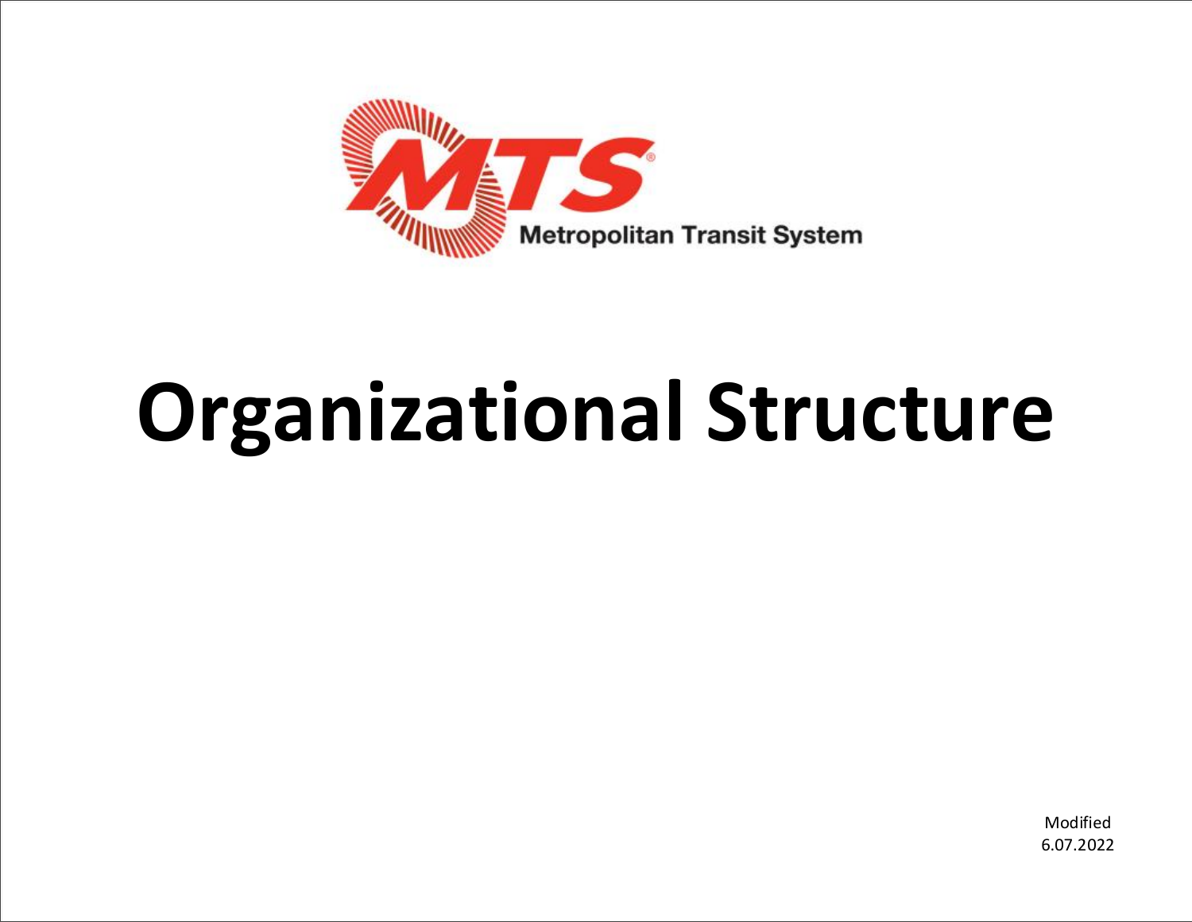MTS

Metropolitan Transit System

# Organizational Structure

Modified
6.07.2022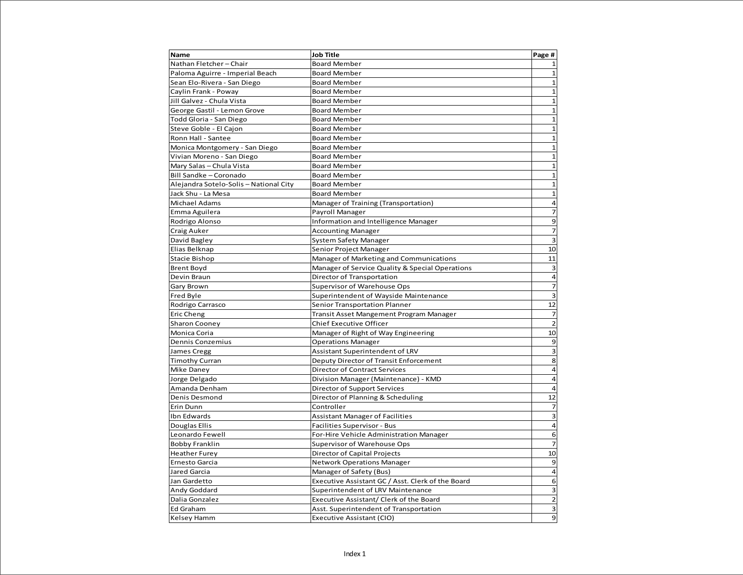| Name | Job Title | Page # |
|---|---|---|
| Nathan Fletcher – Chair | Board Member | 1 |
| Paloma Aguirre - Imperial Beach | Board Member | 1 |
| Sean Elo-Rivera - San Diego | Board Member | 1 |
| Caylin Frank - Poway | Board Member | 1 |
| Jill Galvez - Chula Vista | Board Member | 1 |
| George Gastil - Lemon Grove | Board Member | 1 |
| Todd Gloria - San Diego | Board Member | 1 |
| Steve Goble - El Cajon | Board Member | 1 |
| Ronn Hall - Santee | Board Member | 1 |
| Monica Montgomery - San Diego | Board Member | 1 |
| Vivian Moreno - San Diego | Board Member | 1 |
| Mary Salas – Chula Vista | Board Member | 1 |
| Bill Sandke – Coronado | Board Member | 1 |
| Alejandra Sotelo-Solis – National City | Board Member | 1 |
| Jack Shu - La Mesa | Board Member | 1 |
| Michael Adams | Manager of Training (Transportation) | 4 |
| Emma Aguilera | Payroll Manager | 7 |
| Rodrigo Alonso | Information and Intelligence Manager | 9 |
| Craig Auker | Accounting Manager | 7 |
| David Bagley | System Safety Manager | 3 |
| Elias Belknap | Senior Project Manager | 10 |
| Stacie Bishop | Manager of Marketing and Communications | 11 |
| Brent Boyd | Manager of Service Quality & Special Operations | 3 |
| Devin Braun | Director of Transportation | 4 |
| Gary Brown | Supervisor of Warehouse Ops | 7 |
| Fred Byle | Superintendent of Wayside Maintenance | 3 |
| Rodrigo Carrasco | Senior Transportation Planner | 12 |
| Eric Cheng | Transit Asset Mangement Program Manager | 7 |
| Sharon Cooney | Chief Executive Officer | 2 |
| Monica Coria | Manager of Right of Way Engineering | 10 |
| Dennis Conzemius | Operations Manager | 9 |
| James Cregg | Assistant Superintendent of LRV | 3 |
| Timothy Curran | Deputy Director of Transit Enforcement | 8 |
| Mike Daney | Director of Contract Services | 4 |
| Jorge Delgado | Division Manager (Maintenance) - KMD | 4 |
| Amanda Denham | Director of Support Services | 4 |
| Denis Desmond | Director of Planning & Scheduling | 12 |
| Erin Dunn | Controller | 7 |
| Ibn Edwards | Assistant Manager of Facilities | 3 |
| Douglas Ellis | Facilities Supervisor - Bus | 4 |
| Leonardo Fewell | For-Hire Vehicle Administration Manager | 6 |
| Bobby Franklin | Supervisor of Warehouse Ops | 7 |
| Heather Furey | Director of Capital Projects | 10 |
| Ernesto Garcia | Network Operations Manager | 9 |
| Jared Garcia | Manager of Safety (Bus) | 4 |
| Jan Gardetto | Executive Assistant GC / Asst. Clerk of the Board | 6 |
| Andy Goddard | Superintendent of LRV Maintenance | 3 |
| Dalia Gonzalez | Executive Assistant/ Clerk of the Board | 2 |
| Ed Graham | Asst. Superintendent of Transportation | 3 |
| Kelsey Hamm | Executive Assistant (CIO) | 9 |

Index 1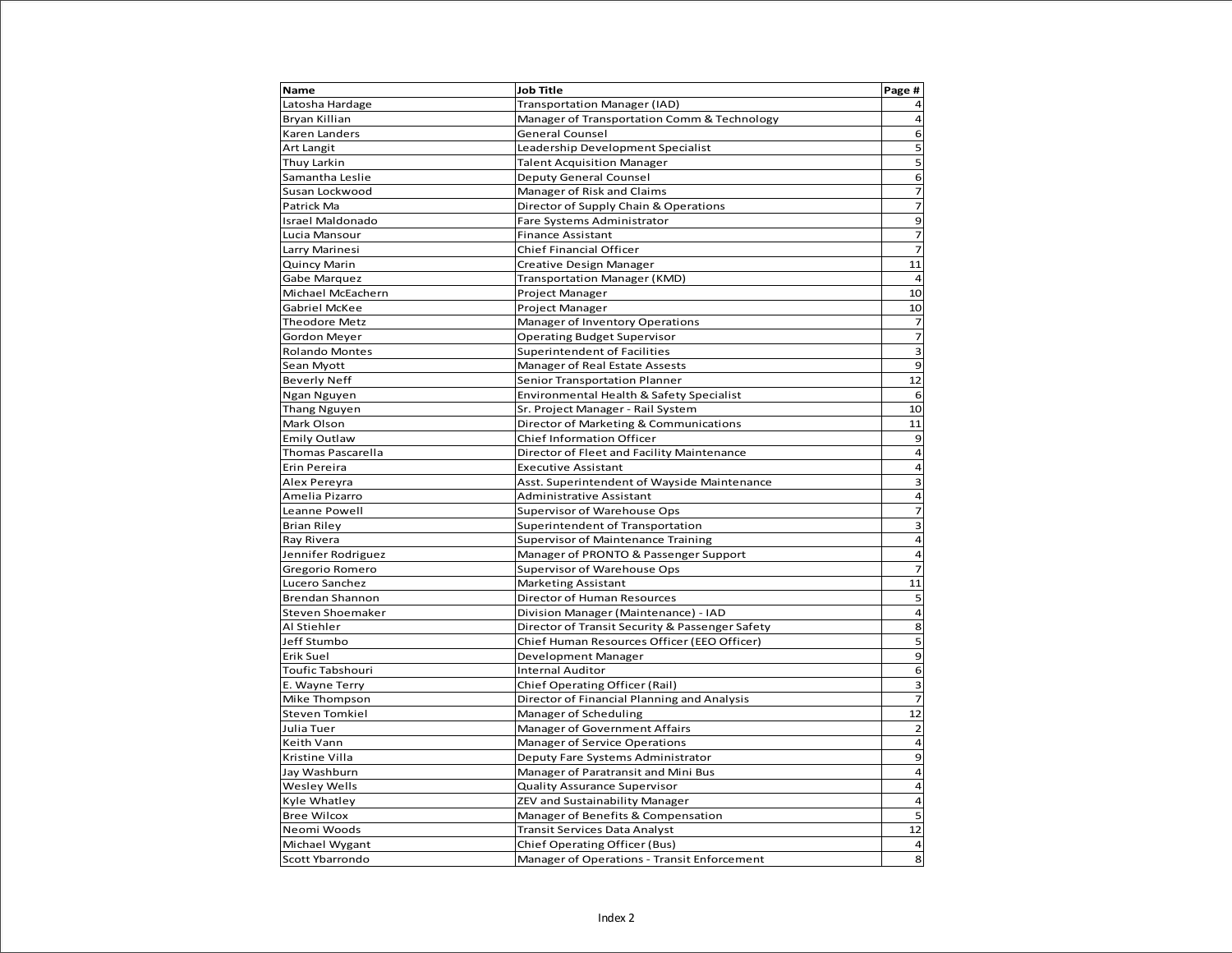| Name | Job Title | Page # |
|---|---|---|
| Latosha Hardage | Transportation Manager (IAD) | 4 |
| Bryan Killian | Manager of Transportation Comm & Technology | 4 |
| Karen Landers | General Counsel | 6 |
| Art Langit | Leadership Development Specialist | 5 |
| Thuy Larkin | Talent Acquisition Manager | 5 |
| Samantha Leslie | Deputy General Counsel | 6 |
| Susan Lockwood | Manager of Risk and Claims | 7 |
| Patrick Ma | Director of Supply Chain & Operations | 7 |
| Israel Maldonado | Fare Systems Administrator | 9 |
| Lucia Mansour | Finance Assistant | 7 |
| Larry Marinesi | Chief Financial Officer | 7 |
| Quincy Marin | Creative Design Manager | 11 |
| Gabe Marquez | Transportation Manager (KMD) | 4 |
| Michael McEachern | Project Manager | 10 |
| Gabriel McKee | Project Manager | 10 |
| Theodore Metz | Manager of Inventory Operations | 7 |
| Gordon Meyer | Operating Budget Supervisor | 7 |
| Rolando Montes | Superintendent of Facilities | 3 |
| Sean Myott | Manager of Real Estate Assests | 9 |
| Beverly Neff | Senior Transportation Planner | 12 |
| Ngan Nguyen | Environmental Health & Safety Specialist | 6 |
| Thang Nguyen | Sr. Project Manager - Rail System | 10 |
| Mark Olson | Director of Marketing & Communications | 11 |
| Emily Outlaw | Chief Information Officer | 9 |
| Thomas Pascarella | Director of Fleet and Facility Maintenance | 4 |
| Erin Pereira | Executive Assistant | 4 |
| Alex Pereyra | Asst. Superintendent of Wayside Maintenance | 3 |
| Amelia Pizarro | Administrative Assistant | 4 |
| Leanne Powell | Supervisor of Warehouse Ops | 7 |
| Brian Riley | Superintendent of Transportation | 3 |
| Ray Rivera | Supervisor of Maintenance Training | 4 |
| Jennifer Rodriguez | Manager of PRONTO & Passenger Support | 4 |
| Gregorio Romero | Supervisor of Warehouse Ops | 7 |
| Lucero Sanchez | Marketing Assistant | 11 |
| Brendan Shannon | Director of Human Resources | 5 |
| Steven Shoemaker | Division Manager (Maintenance) - IAD | 4 |
| Al Stiehler | Director of Transit Security & Passenger Safety | 8 |
| Jeff Stumbo | Chief Human Resources Officer (EEO Officer) | 5 |
| Erik Suel | Development Manager | 9 |
| Toufic Tabshouri | Internal Auditor | 6 |
| E. Wayne Terry | Chief Operating Officer (Rail) | 3 |
| Mike Thompson | Director of Financial Planning and Analysis | 7 |
| Steven Tomkiel | Manager of Scheduling | 12 |
| Julia Tuer | Manager of Government Affairs | 2 |
| Keith Vann | Manager of Service Operations | 4 |
| Kristine Villa | Deputy Fare Systems Administrator | 9 |
| Jay Washburn | Manager of Paratransit and Mini Bus | 4 |
| Wesley Wells | Quality Assurance Supervisor | 4 |
| Kyle Whatley | ZEV and Sustainability Manager | 4 |
| Bree Wilcox | Manager of Benefits & Compensation | 5 |
| Neomi Woods | Transit Services Data Analyst | 12 |
| Michael Wygant | Chief Operating Officer (Bus) | 4 |
| Scott Ybarrondo | Manager of Operations - Transit Enforcement | 8 |

Index 2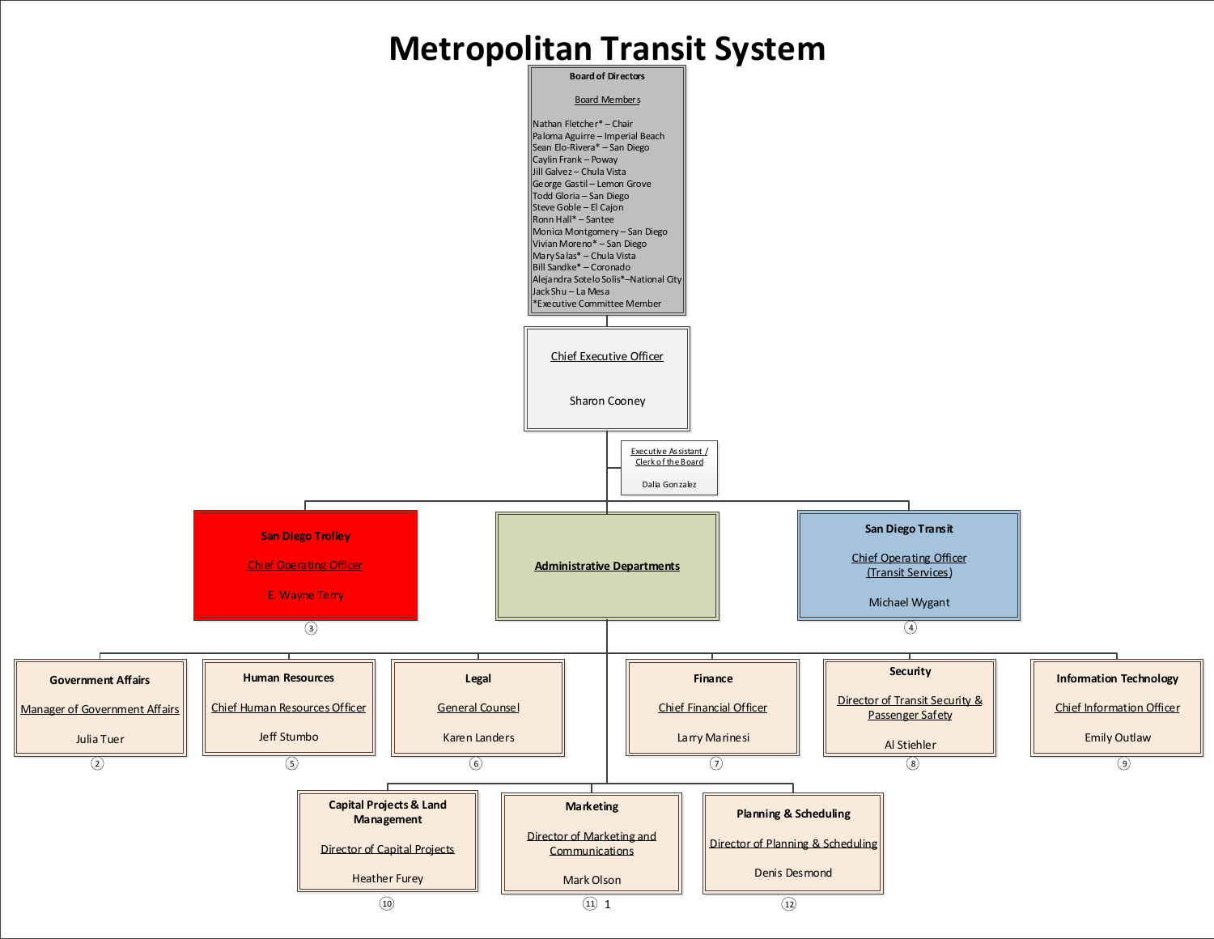# Metropolitan Transit System

## Board of Directors

Board Members

- Nathan Fletcher* – Chair
- Paloma Aguirre – Imperial Beach
- Sean Elo-Rivera* – San Diego
- Caylin Frank – Poway
- Jill Galvez – Chula Vista
- George Gastil – Lemon Grove
- Todd Gloria – San Diego
- Steve Goble – El Cajon
- Ronn Hall* – Santee
- Monica Montgomery – San Diego
- Vivian Moreno* – San Diego
- Mary Salas* – Chula Vista
- Bill Sandke* – Coronado
- Alejandra Sotelo Solis*–National City
- Jack Shu – La Mesa

*Executive Committee Member

## Chief Executive Officer

Sharon Cooney

**Executive Assistant / Clerk of the Board**
Dalia Gonzalez

## San Diego Trolley

Chief Operating Officer

E. Wayne Terry

(3)

## Administrative Departments

## San Diego Transit

Chief Operating Officer (Transit Services)

Michael Wygant

(4)

### Government Affairs

Manager of Government Affairs

Julia Tuer

(2)

### Human Resources

Chief Human Resources Officer

Jeff Stumbo

(5)

### Legal

General Counsel

Karen Landers

(6)

### Finance

Chief Financial Officer

Larry Marinesi

(7)

### Security

Director of Transit Security & Passenger Safety

Al Stiehler

(8)

### Information Technology

Chief Information Officer

Emily Outlaw

(9)

### Capital Projects & Land Management

Director of Capital Projects

Heather Furey

(10)

### Marketing

Director of Marketing and Communications

Mark Olson

(11)

### Planning & Scheduling

Director of Planning & Scheduling

Denis Desmond

(12)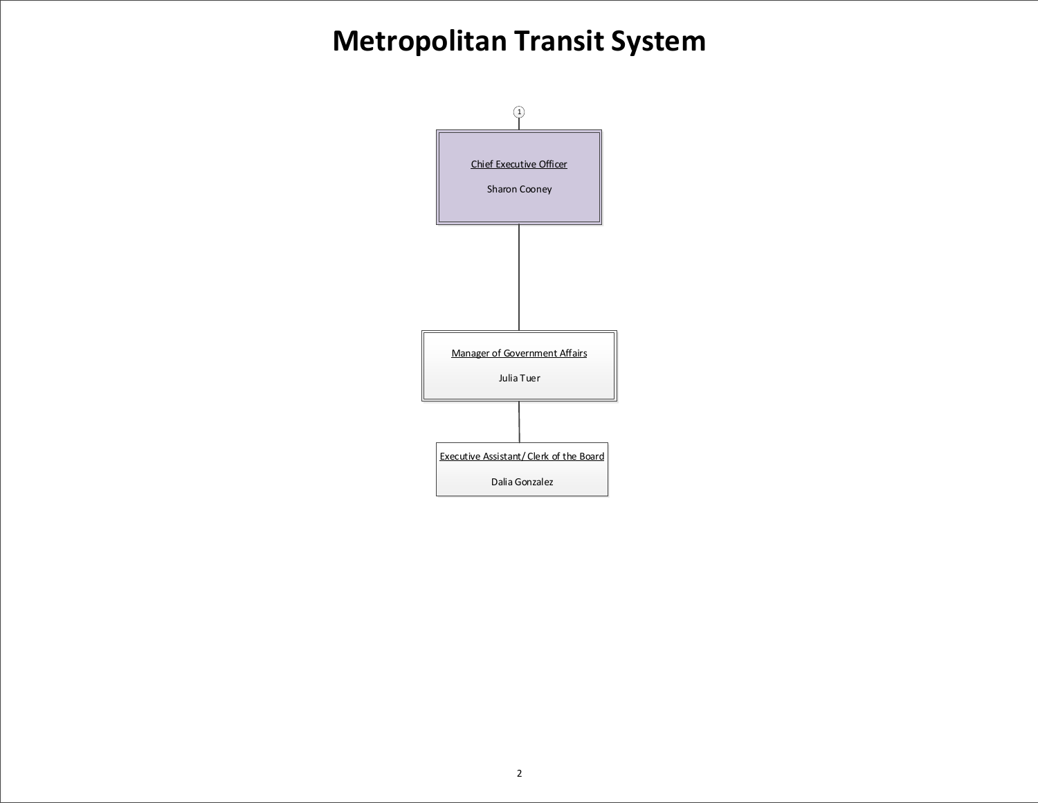# Metropolitan Transit System

1

Chief Executive Officer

Sharon Cooney

Manager of Government Affairs

Julia Tuer

Executive Assistant/ Clerk of the Board

Dalia Gonzalez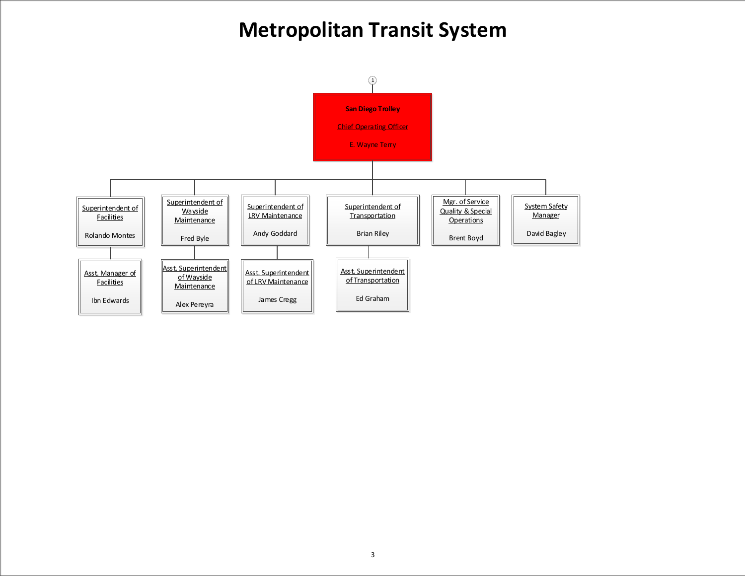# Metropolitan Transit System

**San Diego Trolley**

Chief Operating Officer

E. Wayne Terry

- Superintendent of Facilities — Rolando Montes
  - Asst. Manager of Facilities — Ibn Edwards
- Superintendent of Wayside Maintenance — Fred Byle
  - Asst. Superintendent of Wayside Maintenance — Alex Pereyra
- Superintendent of LRV Maintenance — Andy Goddard
  - Asst. Superintendent of LRV Maintenance — James Cregg
- Superintendent of Transportation — Brian Riley
  - Asst. Superintendent of Transportation — Ed Graham
- Mgr. of Service Quality & Special Operations — Brent Boyd
- System Safety Manager — David Bagley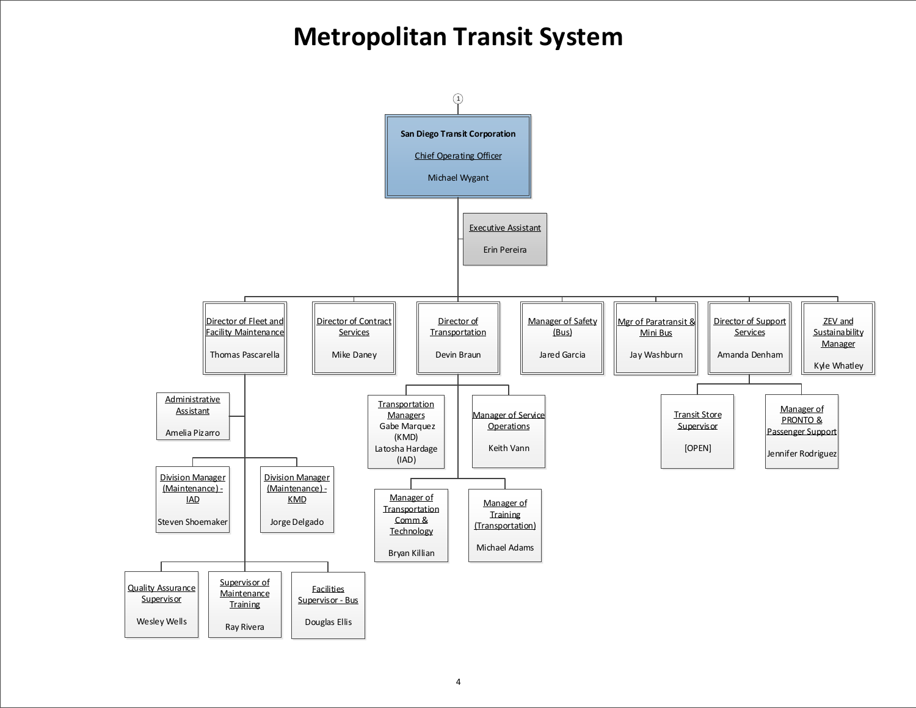# Metropolitan Transit System

- **San Diego Transit Corporation** – Chief Operating Officer – Michael Wygant
  - Executive Assistant – Erin Pereira
  - Director of Fleet and Facility Maintenance – Thomas Pascarella
    - Administrative Assistant – Amelia Pizarro
    - Division Manager (Maintenance) - IAD – Steven Shoemaker
    - Division Manager (Maintenance) - KMD – Jorge Delgado
    - Quality Assurance Supervisor – Wesley Wells
    - Supervisor of Maintenance Training – Ray Rivera
    - Facilities Supervisor - Bus – Douglas Ellis
  - Director of Contract Services – Mike Daney
  - Director of Transportation – Devin Braun
    - Transportation Managers – Gabe Marquez (KMD), Latosha Hardage (IAD)
    - Manager of Service Operations – Keith Vann
    - Manager of Transportation Comm & Technology – Bryan Killian
    - Manager of Training (Transportation) – Michael Adams
  - Manager of Safety (Bus) – Jared Garcia
  - Mgr of Paratransit & Mini Bus – Jay Washburn
  - Director of Support Services – Amanda Denham
    - Transit Store Supervisor – [OPEN]
    - Manager of PRONTO & Passenger Support – Jennifer Rodriguez
  - ZEV and Sustainability Manager – Kyle Whatley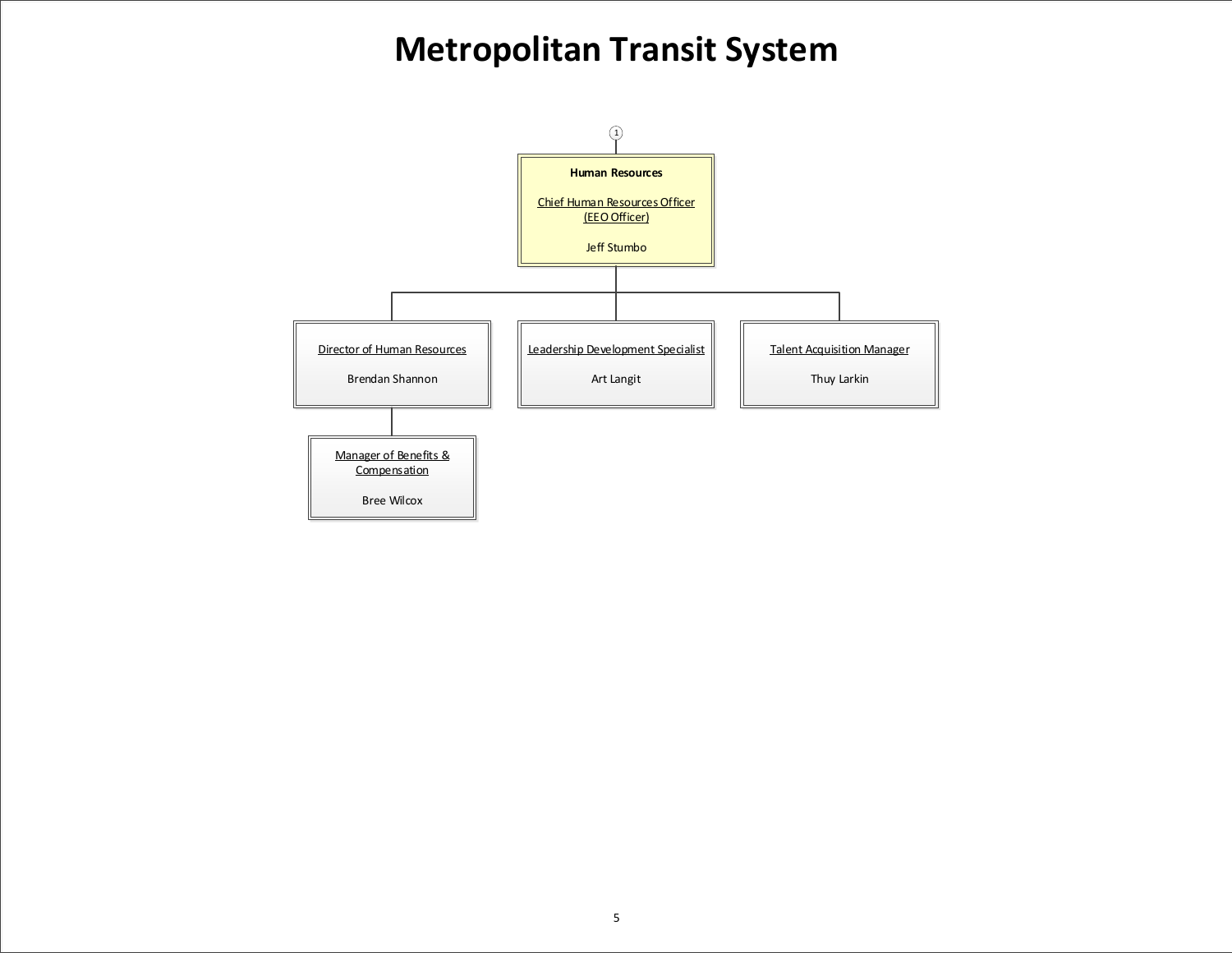# Metropolitan Transit System

1

**Human Resources**

Chief Human Resources Officer (EEO Officer)

Jeff Stumbo

- Director of Human Resources — Brendan Shannon
  - Manager of Benefits & Compensation — Bree Wilcox
- Leadership Development Specialist — Art Langit
- Talent Acquisition Manager — Thuy Larkin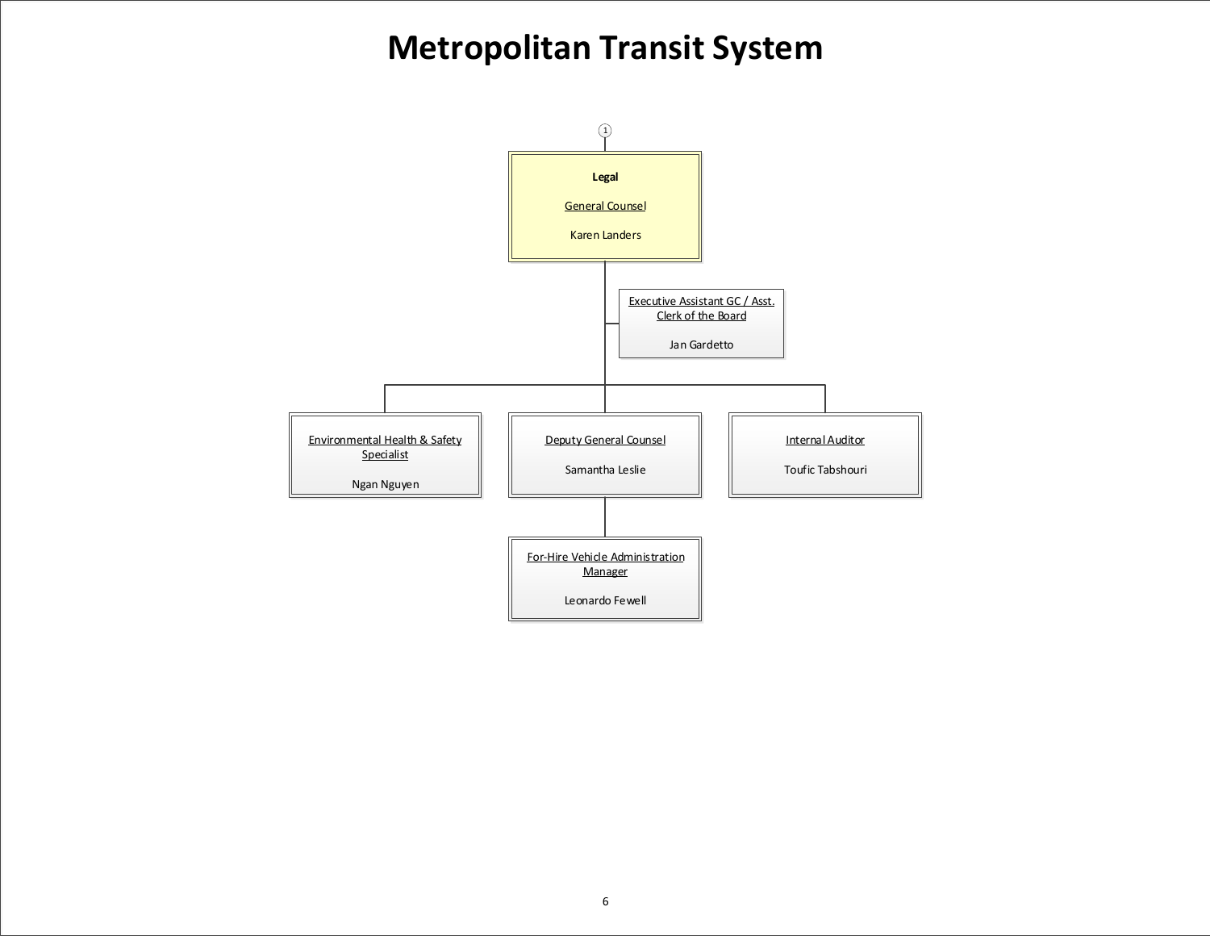# Metropolitan Transit System

1

**Legal**

General Counsel

Karen Landers

- Executive Assistant GC / Asst. Clerk of the Board — Jan Gardetto
- Environmental Health & Safety Specialist — Ngan Nguyen
- Deputy General Counsel — Samantha Leslie
  - For-Hire Vehicle Administration Manager — Leonardo Fewell
- Internal Auditor — Toufic Tabshouri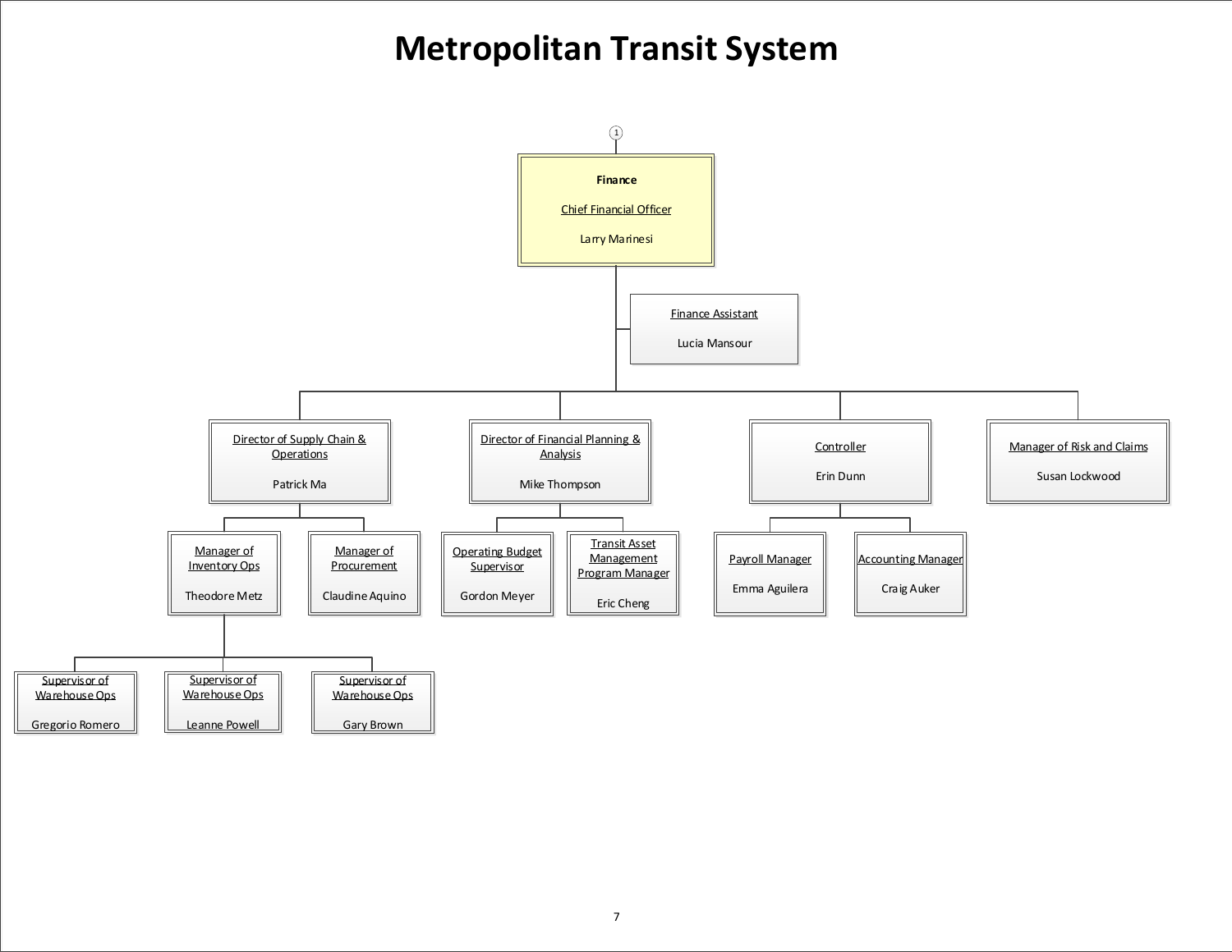# Metropolitan Transit System

- **Finance** — Chief Financial Officer — Larry Marinesi
  - Finance Assistant — Lucia Mansour
  - Director of Supply Chain & Operations — Patrick Ma
    - Manager of Inventory Ops — Theodore Metz
      - Supervisor of Warehouse Ops — Gregorio Romero
      - Supervisor of Warehouse Ops — Leanne Powell
      - Supervisor of Warehouse Ops — Gary Brown
    - Manager of Procurement — Claudine Aquino
  - Director of Financial Planning & Analysis — Mike Thompson
    - Operating Budget Supervisor — Gordon Meyer
    - Transit Asset Management Program Manager — Eric Cheng
  - Controller — Erin Dunn
    - Payroll Manager — Emma Aguilera
    - Accounting Manager — Craig Auker
  - Manager of Risk and Claims — Susan Lockwood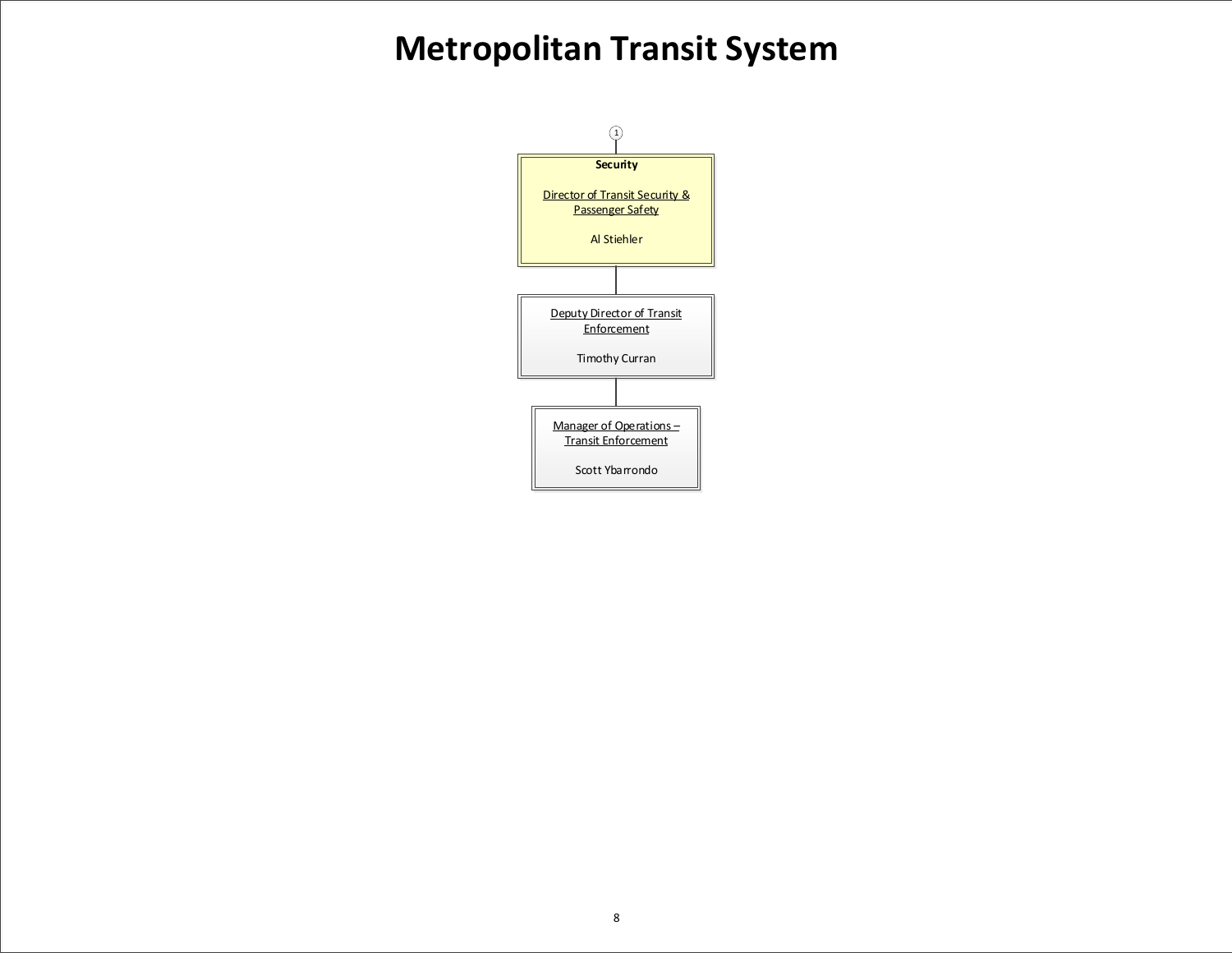# Metropolitan Transit System

1

**Security**

Director of Transit Security & Passenger Safety

Al Stiehler

Deputy Director of Transit Enforcement

Timothy Curran

Manager of Operations – Transit Enforcement

Scott Ybarrondo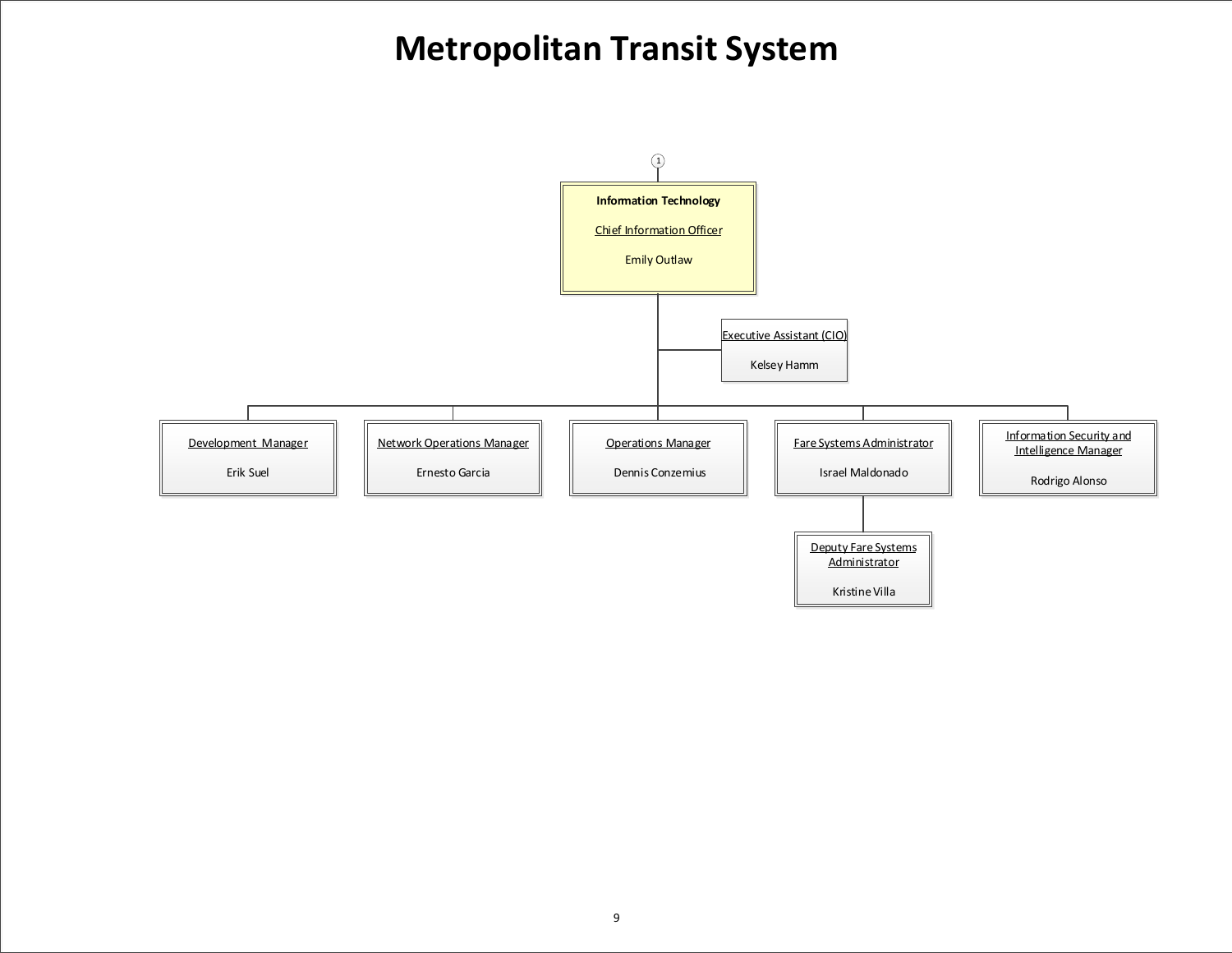# Metropolitan Transit System

1

**Information Technology**

Chief Information Officer

Emily Outlaw

- Executive Assistant (CIO) — Kelsey Hamm
- Development Manager — Erik Suel
- Network Operations Manager — Ernesto Garcia
- Operations Manager — Dennis Conzemius
- Fare Systems Administrator — Israel Maldonado
  - Deputy Fare Systems Administrator — Kristine Villa
- Information Security and Intelligence Manager — Rodrigo Alonso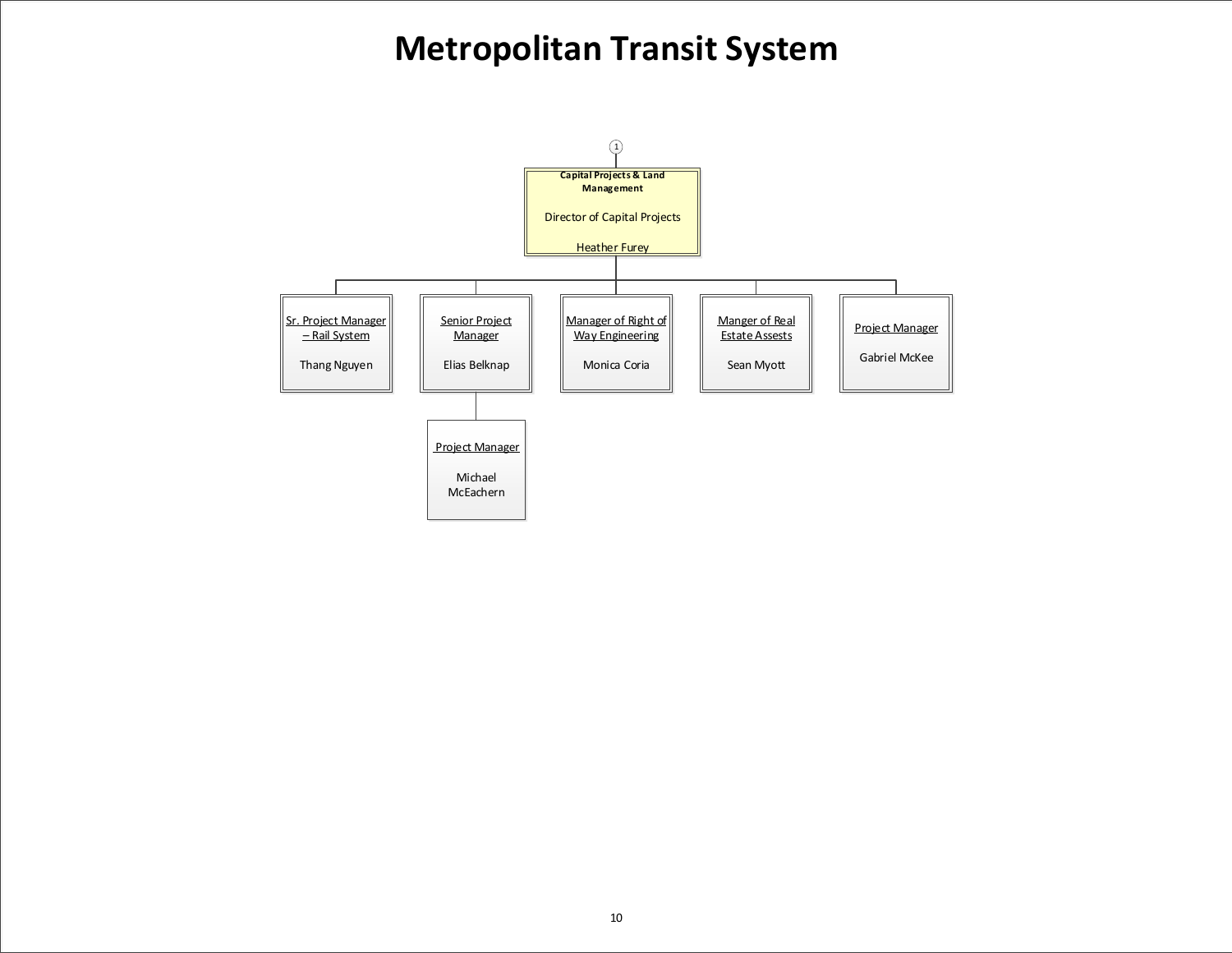# Metropolitan Transit System

1

**Capital Projects & Land Management**

Director of Capital Projects

Heather Furey

- Sr. Project Manager – Rail System
  - Thang Nguyen
- Senior Project Manager
  - Elias Belknap
    - Project Manager
      - Michael McEachern
- Manager of Right of Way Engineering
  - Monica Coria
- Manger of Real Estate Assests
  - Sean Myott
- Project Manager
  - Gabriel McKee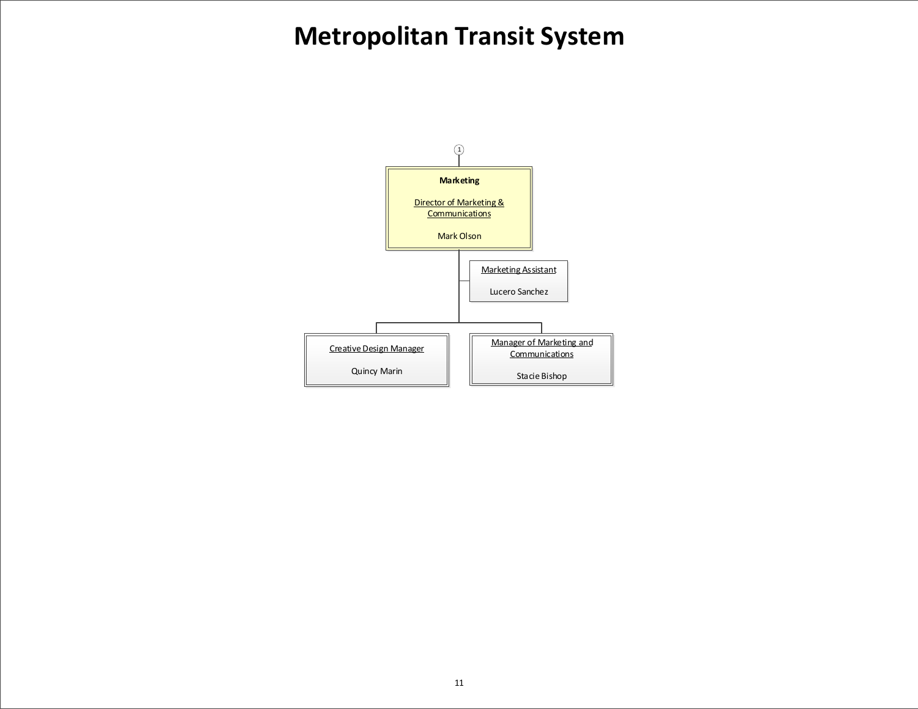# Metropolitan Transit System

1

**Marketing**

Director of Marketing & Communications

Mark Olson

- Marketing Assistant — Lucero Sanchez
- Creative Design Manager — Quincy Marin
- Manager of Marketing and Communications — Stacie Bishop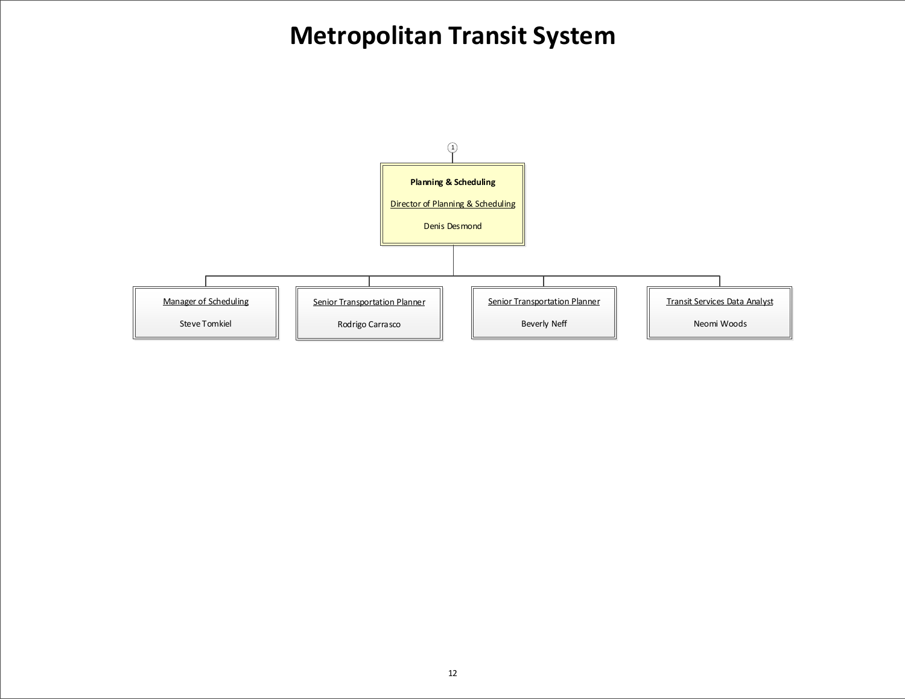# Metropolitan Transit System

1

**Planning & Scheduling**

Director of Planning & Scheduling

Denis Desmond

Manager of Scheduling

Steve Tomkiel

Senior Transportation Planner

Rodrigo Carrasco

Senior Transportation Planner

Beverly Neff

Transit Services Data Analyst

Neomi Woods